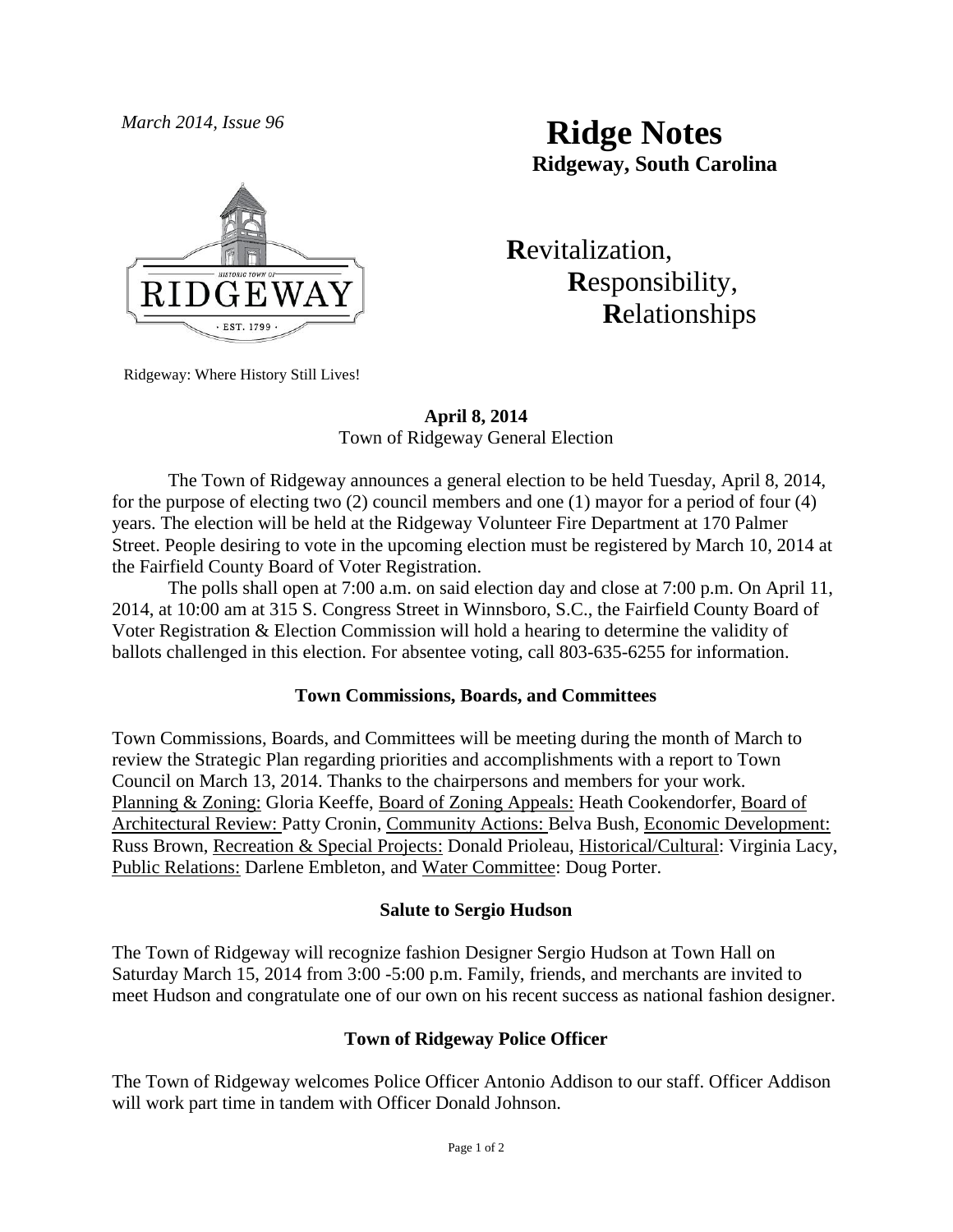*March 2014, Issue 96*

# Ridge Notes

**Ridgeway, South Carolina**

**R**evitalization,
**R**esponsibility,
**R**elationships

Ridgeway: Where History Still Lives!

### April 8, 2014

Town of Ridgeway General Election

The Town of Ridgeway announces a general election to be held Tuesday, April 8, 2014, for the purpose of electing two (2) council members and one (1) mayor for a period of four (4) years. The election will be held at the Ridgeway Volunteer Fire Department at 170 Palmer Street. People desiring to vote in the upcoming election must be registered by March 10, 2014 at the Fairfield County Board of Voter Registration.

The polls shall open at 7:00 a.m. on said election day and close at 7:00 p.m. On April 11, 2014, at 10:00 am at 315 S. Congress Street in Winnsboro, S.C., the Fairfield County Board of Voter Registration & Election Commission will hold a hearing to determine the validity of ballots challenged in this election. For absentee voting, call 803-635-6255 for information.

### Town Commissions, Boards, and Committees

Town Commissions, Boards, and Committees will be meeting during the month of March to review the Strategic Plan regarding priorities and accomplishments with a report to Town Council on March 13, 2014. Thanks to the chairpersons and members for your work. Planning & Zoning: Gloria Keeffe, Board of Zoning Appeals: Heath Cookendorfer, Board of Architectural Review: Patty Cronin, Community Actions: Belva Bush, Economic Development: Russ Brown, Recreation & Special Projects: Donald Prioleau, Historical/Cultural: Virginia Lacy, Public Relations: Darlene Embleton, and Water Committee: Doug Porter.

### Salute to Sergio Hudson

The Town of Ridgeway will recognize fashion Designer Sergio Hudson at Town Hall on Saturday March 15, 2014 from 3:00 -5:00 p.m. Family, friends, and merchants are invited to meet Hudson and congratulate one of our own on his recent success as national fashion designer.

### Town of Ridgeway Police Officer

The Town of Ridgeway welcomes Police Officer Antonio Addison to our staff. Officer Addison will work part time in tandem with Officer Donald Johnson.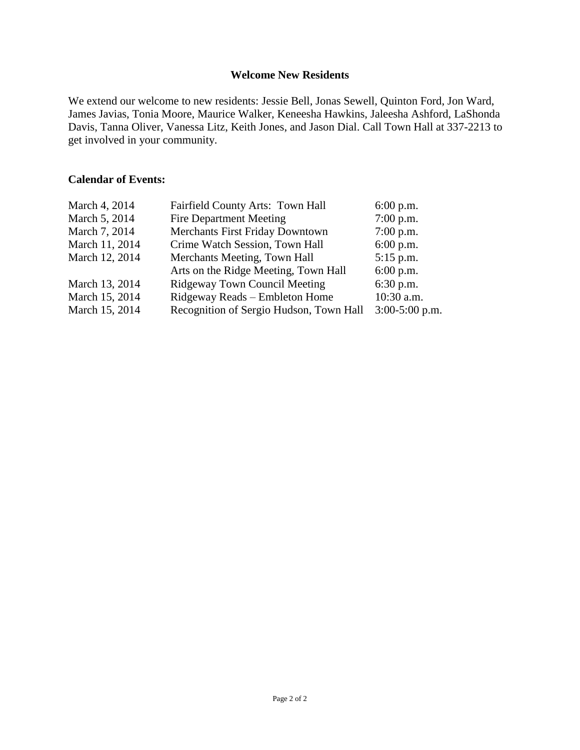## Welcome New Residents

We extend our welcome to new residents: Jessie Bell, Jonas Sewell, Quinton Ford, Jon Ward, James Javias, Tonia Moore, Maurice Walker, Keneesha Hawkins, Jaleesha Ashford, LaShonda Davis, Tanna Oliver, Vanessa Litz, Keith Jones, and Jason Dial. Call Town Hall at 337-2213 to get involved in your community.

**Calendar of Events:**

| | | |
|---|---|---|
| March 4, 2014 | Fairfield County Arts: Town Hall | 6:00 p.m. |
| March 5, 2014 | Fire Department Meeting | 7:00 p.m. |
| March 7, 2014 | Merchants First Friday Downtown | 7:00 p.m. |
| March 11, 2014 | Crime Watch Session, Town Hall | 6:00 p.m. |
| March 12, 2014 | Merchants Meeting, Town Hall | 5:15 p.m. |
| | Arts on the Ridge Meeting, Town Hall | 6:00 p.m. |
| March 13, 2014 | Ridgeway Town Council Meeting | 6:30 p.m. |
| March 15, 2014 | Ridgeway Reads – Embleton Home | 10:30 a.m. |
| March 15, 2014 | Recognition of Sergio Hudson, Town Hall | 3:00-5:00 p.m. |